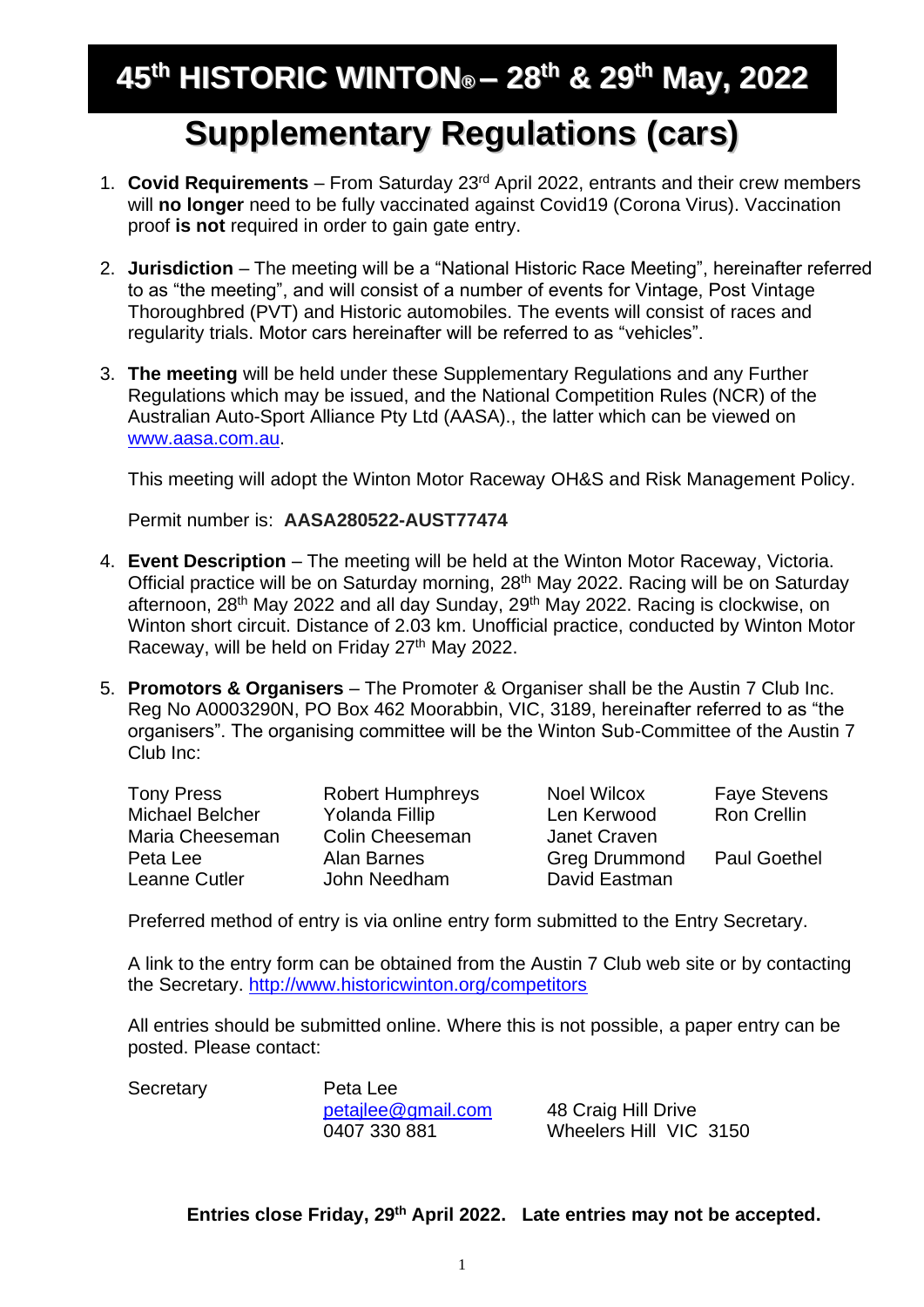# 45th HISTORIC WINTON® – 28th & 29th May, 2022

## Supplementary Regulations (cars)

1. **Covid Requirements** – From Saturday 23rd April 2022, entrants and their crew members will **no longer** need to be fully vaccinated against Covid19 (Corona Virus). Vaccination proof **is not** required in order to gain gate entry.

2. **Jurisdiction** – The meeting will be a "National Historic Race Meeting", hereinafter referred to as "the meeting", and will consist of a number of events for Vintage, Post Vintage Thoroughbred (PVT) and Historic automobiles. The events will consist of races and regularity trials. Motor cars hereinafter will be referred to as "vehicles".

3. **The meeting** will be held under these Supplementary Regulations and any Further Regulations which may be issued, and the National Competition Rules (NCR) of the Australian Auto-Sport Alliance Pty Ltd (AASA)., the latter which can be viewed on www.aasa.com.au.

   This meeting will adopt the Winton Motor Raceway OH&S and Risk Management Policy.

   Permit number is: **AASA280522-AUST77474**

4. **Event Description** – The meeting will be held at the Winton Motor Raceway, Victoria. Official practice will be on Saturday morning, 28th May 2022. Racing will be on Saturday afternoon, 28th May 2022 and all day Sunday, 29th May 2022. Racing is clockwise, on Winton short circuit. Distance of 2.03 km. Unofficial practice, conducted by Winton Motor Raceway, will be held on Friday 27th May 2022.

5. **Promotors & Organisers** – The Promoter & Organiser shall be the Austin 7 Club Inc. Reg No A0003290N, PO Box 462 Moorabbin, VIC, 3189, hereinafter referred to as "the organisers". The organising committee will be the Winton Sub-Committee of the Austin 7 Club Inc:

   | | | | |
   |---|---|---|---|
   | Tony Press | Robert Humphreys | Noel Wilcox | Faye Stevens |
   | Michael Belcher | Yolanda Fillip | Len Kerwood | Ron Crellin |
   | Maria Cheeseman | Colin Cheeseman | Janet Craven | |
   | Peta Lee | Alan Barnes | Greg Drummond | Paul Goethel |
   | Leanne Cutler | John Needham | David Eastman | |

   Preferred method of entry is via online entry form submitted to the Entry Secretary.

   A link to the entry form can be obtained from the Austin 7 Club web site or by contacting the Secretary. http://www.historicwinton.org/competitors

   All entries should be submitted online. Where this is not possible, a paper entry can be posted. Please contact:

   Secretary — Peta Lee
   petajlee@gmail.com
   0407 330 881
   48 Craig Hill Drive
   Wheelers Hill VIC 3150

**Entries close Friday, 29th April 2022. Late entries may not be accepted.**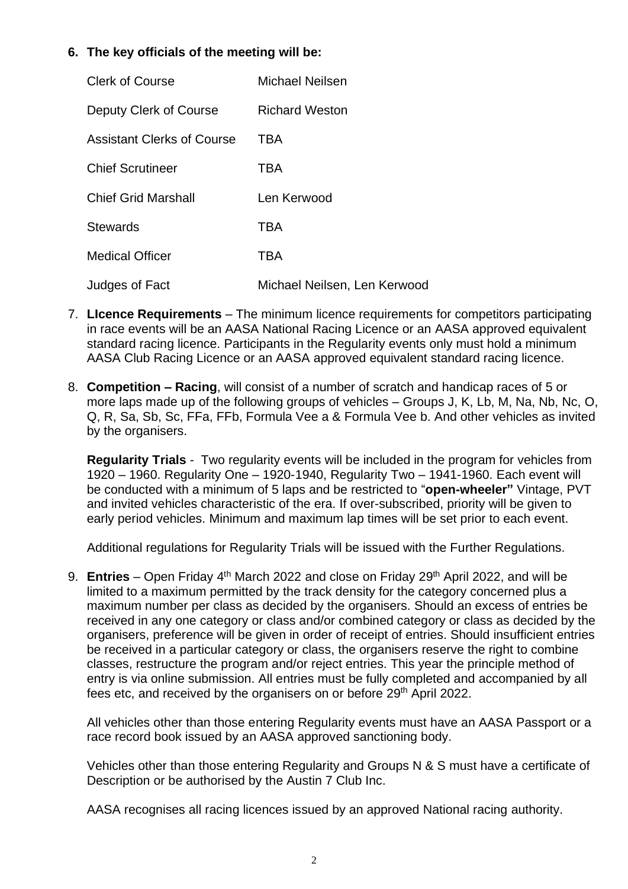6. **The key officials of the meeting will be:**

| | |
|---|---|
| Clerk of Course | Michael Neilsen |
| Deputy Clerk of Course | Richard Weston |
| Assistant Clerks of Course | TBA |
| Chief Scrutineer | TBA |
| Chief Grid Marshall | Len Kerwood |
| Stewards | TBA |
| Medical Officer | TBA |
| Judges of Fact | Michael Neilsen, Len Kerwood |

7. **LIcence Requirements** – The minimum licence requirements for competitors participating in race events will be an AASA National Racing Licence or an AASA approved equivalent standard racing licence. Participants in the Regularity events only must hold a minimum AASA Club Racing Licence or an AASA approved equivalent standard racing licence.

8. **Competition – Racing**, will consist of a number of scratch and handicap races of 5 or more laps made up of the following groups of vehicles – Groups J, K, Lb, M, Na, Nb, Nc, O, Q, R, Sa, Sb, Sc, FFa, FFb, Formula Vee a & Formula Vee b. And other vehicles as invited by the organisers.

   **Regularity Trials** - Two regularity events will be included in the program for vehicles from 1920 – 1960. Regularity One – 1920-1940, Regularity Two – 1941-1960. Each event will be conducted with a minimum of 5 laps and be restricted to "**open-wheeler"** Vintage, PVT and invited vehicles characteristic of the era. If over-subscribed, priority will be given to early period vehicles. Minimum and maximum lap times will be set prior to each event.

   Additional regulations for Regularity Trials will be issued with the Further Regulations.

9. **Entries** – Open Friday 4th March 2022 and close on Friday 29th April 2022, and will be limited to a maximum permitted by the track density for the category concerned plus a maximum number per class as decided by the organisers. Should an excess of entries be received in any one category or class and/or combined category or class as decided by the organisers, preference will be given in order of receipt of entries. Should insufficient entries be received in a particular category or class, the organisers reserve the right to combine classes, restructure the program and/or reject entries. This year the principle method of entry is via online submission. All entries must be fully completed and accompanied by all fees etc, and received by the organisers on or before 29th April 2022.

   All vehicles other than those entering Regularity events must have an AASA Passport or a race record book issued by an AASA approved sanctioning body.

   Vehicles other than those entering Regularity and Groups N & S must have a certificate of Description or be authorised by the Austin 7 Club Inc.

   AASA recognises all racing licences issued by an approved National racing authority.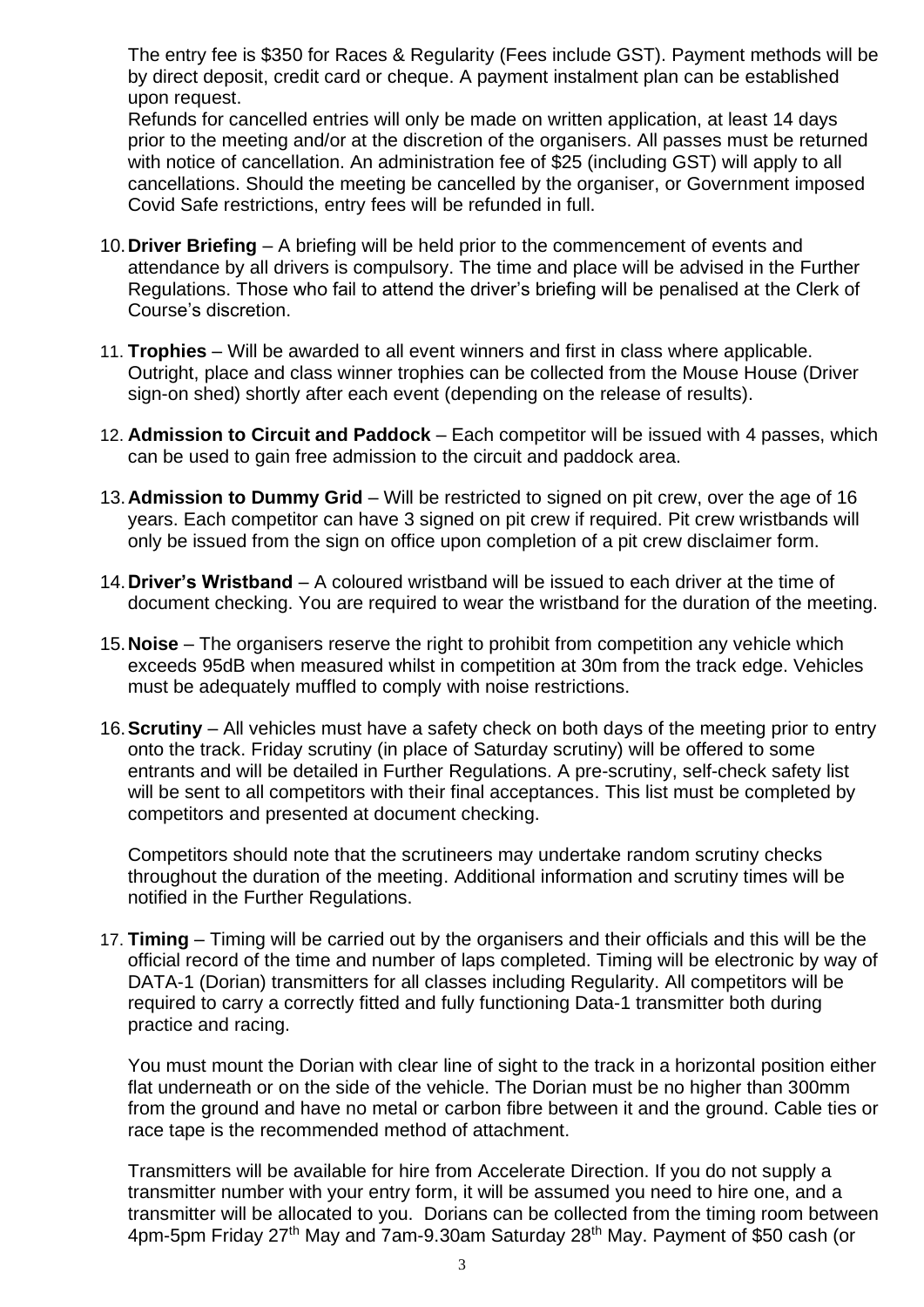The entry fee is $350 for Races & Regularity (Fees include GST). Payment methods will be by direct deposit, credit card or cheque. A payment instalment plan can be established upon request.
Refunds for cancelled entries will only be made on written application, at least 14 days prior to the meeting and/or at the discretion of the organisers. All passes must be returned with notice of cancellation. An administration fee of $25 (including GST) will apply to all cancellations. Should the meeting be cancelled by the organiser, or Government imposed Covid Safe restrictions, entry fees will be refunded in full.

10. **Driver Briefing** – A briefing will be held prior to the commencement of events and attendance by all drivers is compulsory. The time and place will be advised in the Further Regulations. Those who fail to attend the driver's briefing will be penalised at the Clerk of Course's discretion.

11. **Trophies** – Will be awarded to all event winners and first in class where applicable. Outright, place and class winner trophies can be collected from the Mouse House (Driver sign-on shed) shortly after each event (depending on the release of results).

12. **Admission to Circuit and Paddock** – Each competitor will be issued with 4 passes, which can be used to gain free admission to the circuit and paddock area.

13. **Admission to Dummy Grid** – Will be restricted to signed on pit crew, over the age of 16 years. Each competitor can have 3 signed on pit crew if required. Pit crew wristbands will only be issued from the sign on office upon completion of a pit crew disclaimer form.

14. **Driver's Wristband** – A coloured wristband will be issued to each driver at the time of document checking. You are required to wear the wristband for the duration of the meeting.

15. **Noise** – The organisers reserve the right to prohibit from competition any vehicle which exceeds 95dB when measured whilst in competition at 30m from the track edge. Vehicles must be adequately muffled to comply with noise restrictions.

16. **Scrutiny** – All vehicles must have a safety check on both days of the meeting prior to entry onto the track. Friday scrutiny (in place of Saturday scrutiny) will be offered to some entrants and will be detailed in Further Regulations. A pre-scrutiny, self-check safety list will be sent to all competitors with their final acceptances. This list must be completed by competitors and presented at document checking.

    Competitors should note that the scrutineers may undertake random scrutiny checks throughout the duration of the meeting. Additional information and scrutiny times will be notified in the Further Regulations.

17. **Timing** – Timing will be carried out by the organisers and their officials and this will be the official record of the time and number of laps completed. Timing will be electronic by way of DATA-1 (Dorian) transmitters for all classes including Regularity. All competitors will be required to carry a correctly fitted and fully functioning Data-1 transmitter both during practice and racing.

    You must mount the Dorian with clear line of sight to the track in a horizontal position either flat underneath or on the side of the vehicle. The Dorian must be no higher than 300mm from the ground and have no metal or carbon fibre between it and the ground. Cable ties or race tape is the recommended method of attachment.

    Transmitters will be available for hire from Accelerate Direction. If you do not supply a transmitter number with your entry form, it will be assumed you need to hire one, and a transmitter will be allocated to you. Dorians can be collected from the timing room between 4pm-5pm Friday 27th May and 7am-9.30am Saturday 28th May. Payment of $50 cash (or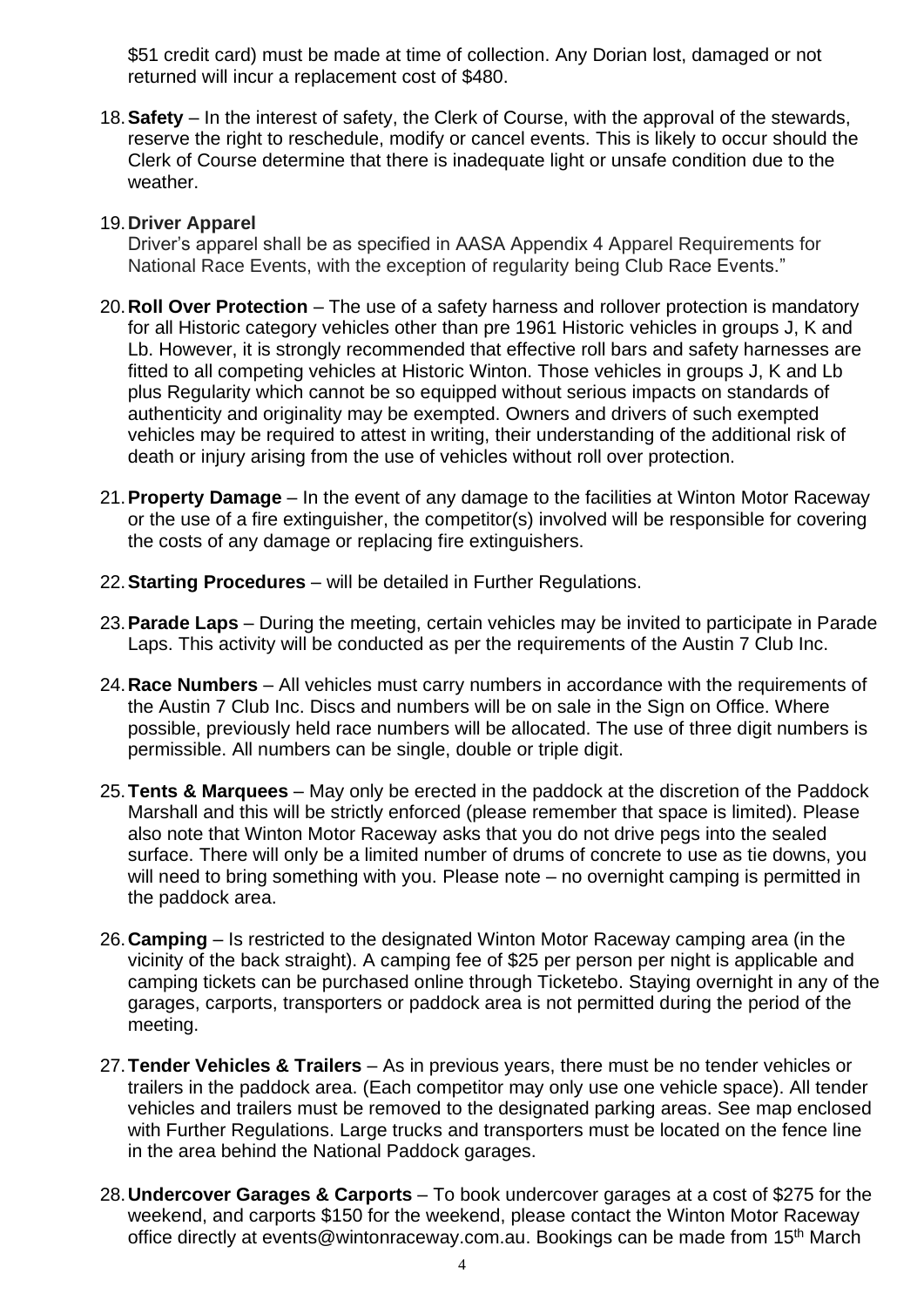\$51 credit card) must be made at time of collection. Any Dorian lost, damaged or not returned will incur a replacement cost of \$480.

18. **Safety** – In the interest of safety, the Clerk of Course, with the approval of the stewards, reserve the right to reschedule, modify or cancel events. This is likely to occur should the Clerk of Course determine that there is inadequate light or unsafe condition due to the weather.

19. **Driver Apparel**
    Driver's apparel shall be as specified in AASA Appendix 4 Apparel Requirements for National Race Events, with the exception of regularity being Club Race Events."

20. **Roll Over Protection** – The use of a safety harness and rollover protection is mandatory for all Historic category vehicles other than pre 1961 Historic vehicles in groups J, K and Lb. However, it is strongly recommended that effective roll bars and safety harnesses are fitted to all competing vehicles at Historic Winton. Those vehicles in groups J, K and Lb plus Regularity which cannot be so equipped without serious impacts on standards of authenticity and originality may be exempted. Owners and drivers of such exempted vehicles may be required to attest in writing, their understanding of the additional risk of death or injury arising from the use of vehicles without roll over protection.

21. **Property Damage** – In the event of any damage to the facilities at Winton Motor Raceway or the use of a fire extinguisher, the competitor(s) involved will be responsible for covering the costs of any damage or replacing fire extinguishers.

22. **Starting Procedures** – will be detailed in Further Regulations.

23. **Parade Laps** – During the meeting, certain vehicles may be invited to participate in Parade Laps. This activity will be conducted as per the requirements of the Austin 7 Club Inc.

24. **Race Numbers** – All vehicles must carry numbers in accordance with the requirements of the Austin 7 Club Inc. Discs and numbers will be on sale in the Sign on Office. Where possible, previously held race numbers will be allocated. The use of three digit numbers is permissible. All numbers can be single, double or triple digit.

25. **Tents & Marquees** – May only be erected in the paddock at the discretion of the Paddock Marshall and this will be strictly enforced (please remember that space is limited). Please also note that Winton Motor Raceway asks that you do not drive pegs into the sealed surface. There will only be a limited number of drums of concrete to use as tie downs, you will need to bring something with you. Please note – no overnight camping is permitted in the paddock area.

26. **Camping** – Is restricted to the designated Winton Motor Raceway camping area (in the vicinity of the back straight). A camping fee of \$25 per person per night is applicable and camping tickets can be purchased online through Ticketebo. Staying overnight in any of the garages, carports, transporters or paddock area is not permitted during the period of the meeting.

27. **Tender Vehicles & Trailers** – As in previous years, there must be no tender vehicles or trailers in the paddock area. (Each competitor may only use one vehicle space). All tender vehicles and trailers must be removed to the designated parking areas. See map enclosed with Further Regulations. Large trucks and transporters must be located on the fence line in the area behind the National Paddock garages.

28. **Undercover Garages & Carports** – To book undercover garages at a cost of \$275 for the weekend, and carports \$150 for the weekend, please contact the Winton Motor Raceway office directly at events@wintonraceway.com.au. Bookings can be made from 15th March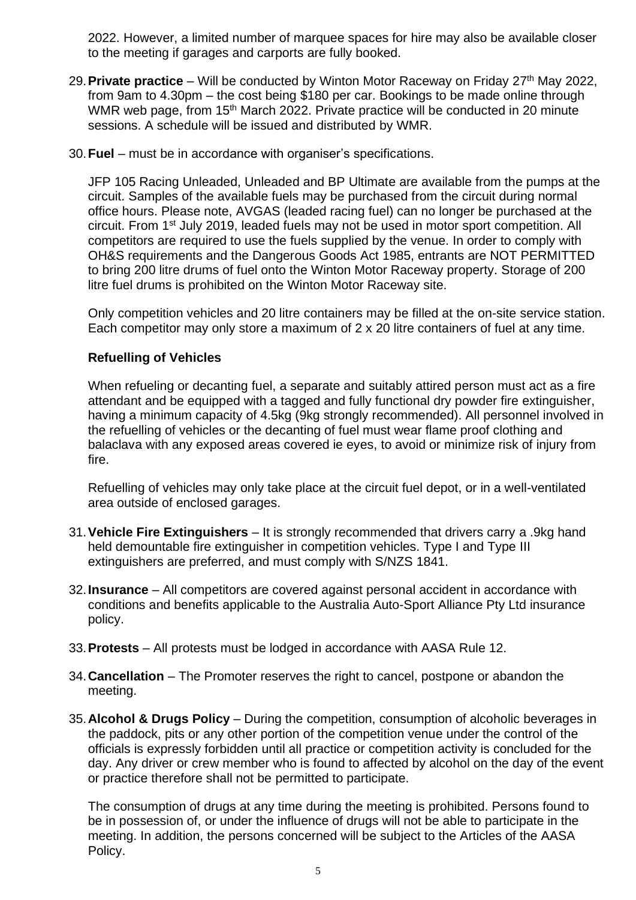2022. However, a limited number of marquee spaces for hire may also be available closer to the meeting if garages and carports are fully booked.

29. **Private practice** – Will be conducted by Winton Motor Raceway on Friday 27th May 2022, from 9am to 4.30pm – the cost being $180 per car. Bookings to be made online through WMR web page, from 15th March 2022. Private practice will be conducted in 20 minute sessions. A schedule will be issued and distributed by WMR.

30. **Fuel** – must be in accordance with organiser's specifications.

    JFP 105 Racing Unleaded, Unleaded and BP Ultimate are available from the pumps at the circuit. Samples of the available fuels may be purchased from the circuit during normal office hours. Please note, AVGAS (leaded racing fuel) can no longer be purchased at the circuit. From 1st July 2019, leaded fuels may not be used in motor sport competition. All competitors are required to use the fuels supplied by the venue. In order to comply with OH&S requirements and the Dangerous Goods Act 1985, entrants are NOT PERMITTED to bring 200 litre drums of fuel onto the Winton Motor Raceway property. Storage of 200 litre fuel drums is prohibited on the Winton Motor Raceway site.

    Only competition vehicles and 20 litre containers may be filled at the on-site service station. Each competitor may only store a maximum of 2 x 20 litre containers of fuel at any time.

    **Refuelling of Vehicles**

    When refueling or decanting fuel, a separate and suitably attired person must act as a fire attendant and be equipped with a tagged and fully functional dry powder fire extinguisher, having a minimum capacity of 4.5kg (9kg strongly recommended). All personnel involved in the refuelling of vehicles or the decanting of fuel must wear flame proof clothing and balaclava with any exposed areas covered ie eyes, to avoid or minimize risk of injury from fire.

    Refuelling of vehicles may only take place at the circuit fuel depot, or in a well-ventilated area outside of enclosed garages.

31. **Vehicle Fire Extinguishers** – It is strongly recommended that drivers carry a .9kg hand held demountable fire extinguisher in competition vehicles. Type I and Type III extinguishers are preferred, and must comply with S/NZS 1841.

32. **Insurance** – All competitors are covered against personal accident in accordance with conditions and benefits applicable to the Australia Auto-Sport Alliance Pty Ltd insurance policy.

33. **Protests** – All protests must be lodged in accordance with AASA Rule 12.

34. **Cancellation** – The Promoter reserves the right to cancel, postpone or abandon the meeting.

35. **Alcohol & Drugs Policy** – During the competition, consumption of alcoholic beverages in the paddock, pits or any other portion of the competition venue under the control of the officials is expressly forbidden until all practice or competition activity is concluded for the day. Any driver or crew member who is found to affected by alcohol on the day of the event or practice therefore shall not be permitted to participate.

    The consumption of drugs at any time during the meeting is prohibited. Persons found to be in possession of, or under the influence of drugs will not be able to participate in the meeting. In addition, the persons concerned will be subject to the Articles of the AASA Policy.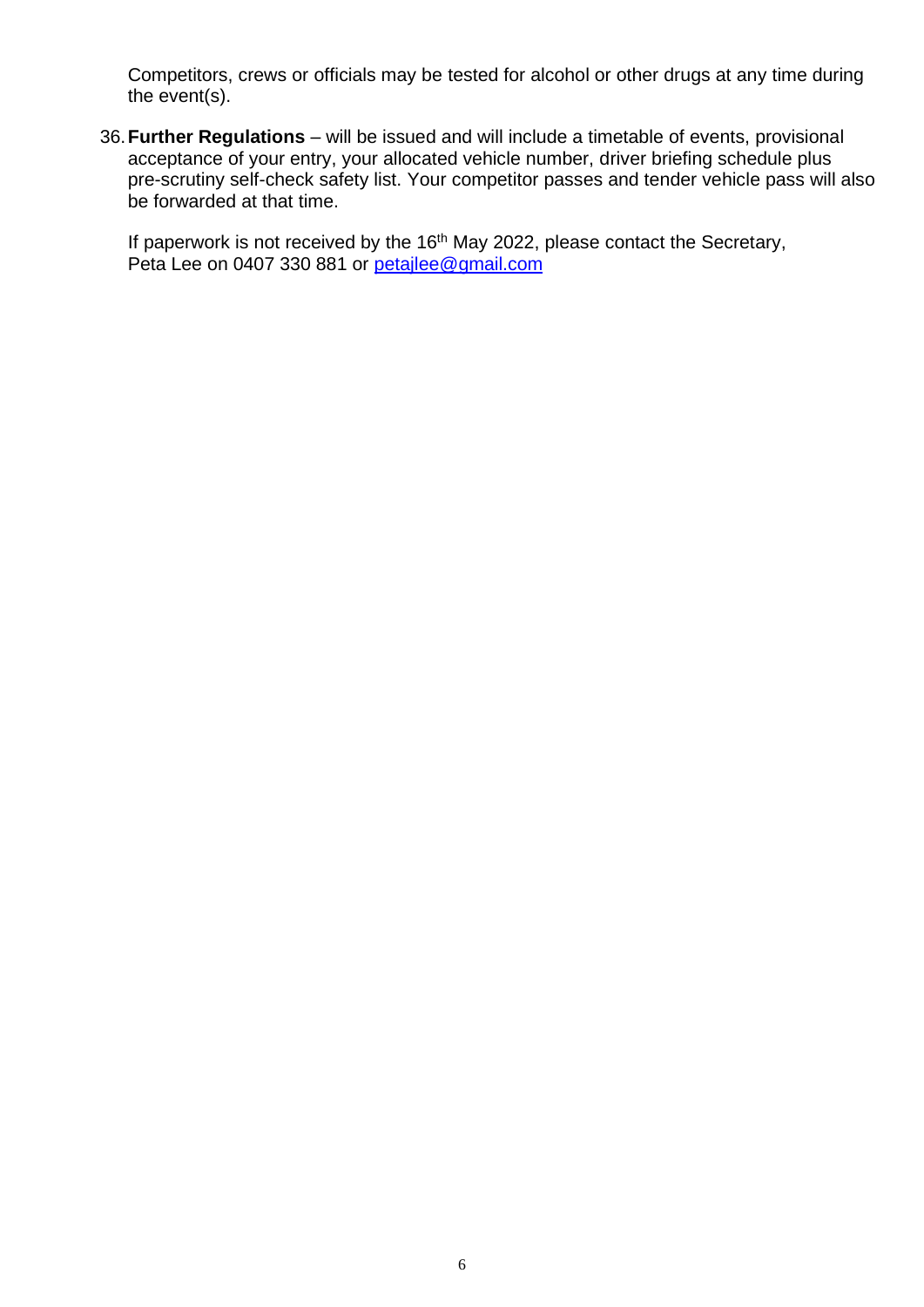Competitors, crews or officials may be tested for alcohol or other drugs at any time during the event(s).

36. **Further Regulations** – will be issued and will include a timetable of events, provisional acceptance of your entry, your allocated vehicle number, driver briefing schedule plus pre-scrutiny self-check safety list. Your competitor passes and tender vehicle pass will also be forwarded at that time.

    If paperwork is not received by the 16th May 2022, please contact the Secretary, Peta Lee on 0407 330 881 or petajlee@gmail.com